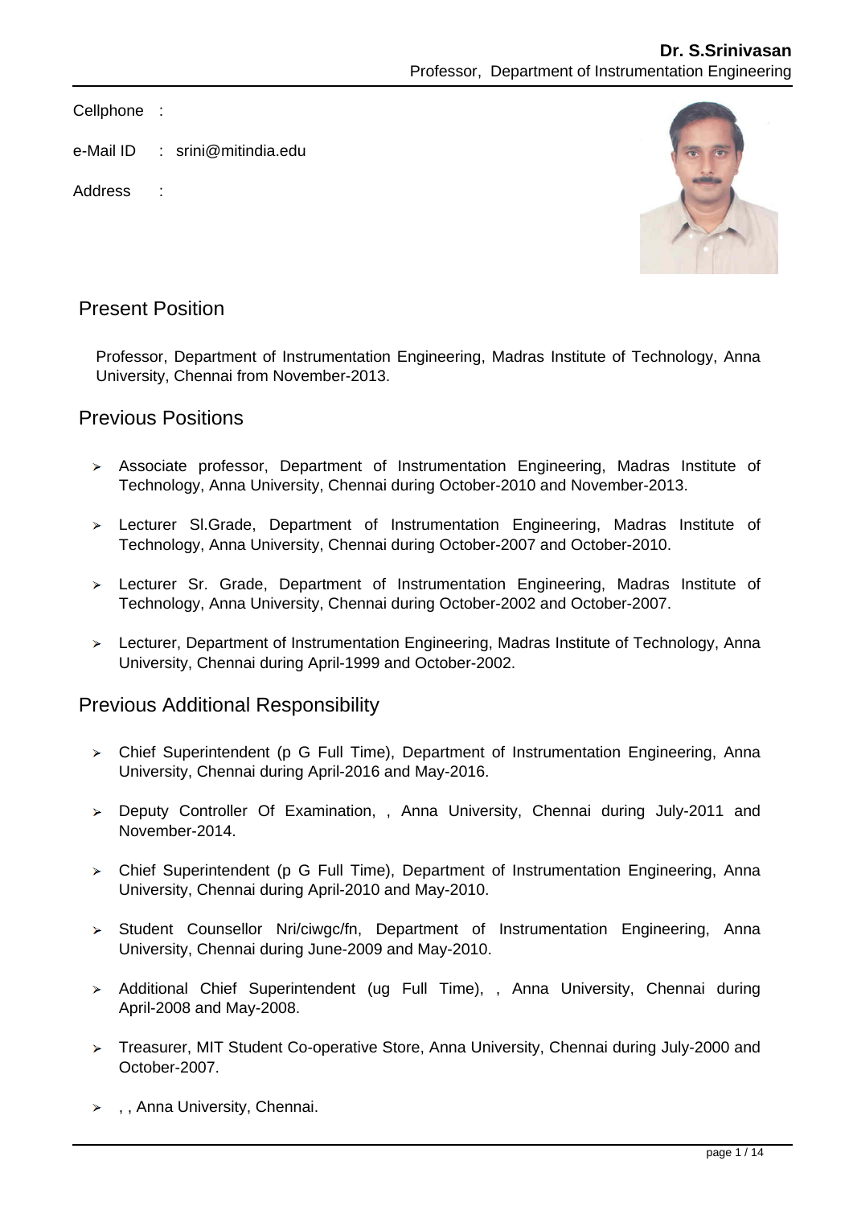**Dr. S.Srinivasan**
Professor, Department of Instrumentation Engineering

Cellphone :

e-Mail ID : srini@mitindia.edu

Address :

## Present Position

Professor, Department of Instrumentation Engineering, Madras Institute of Technology, Anna University, Chennai from November-2013.

## Previous Positions

- Associate professor, Department of Instrumentation Engineering, Madras Institute of Technology, Anna University, Chennai during October-2010 and November-2013.
- Lecturer Sl.Grade, Department of Instrumentation Engineering, Madras Institute of Technology, Anna University, Chennai during October-2007 and October-2010.
- Lecturer Sr. Grade, Department of Instrumentation Engineering, Madras Institute of Technology, Anna University, Chennai during October-2002 and October-2007.
- Lecturer, Department of Instrumentation Engineering, Madras Institute of Technology, Anna University, Chennai during April-1999 and October-2002.

## Previous Additional Responsibility

- Chief Superintendent (p G Full Time), Department of Instrumentation Engineering, Anna University, Chennai during April-2016 and May-2016.
- Deputy Controller Of Examination, , Anna University, Chennai during July-2011 and November-2014.
- Chief Superintendent (p G Full Time), Department of Instrumentation Engineering, Anna University, Chennai during April-2010 and May-2010.
- Student Counsellor Nri/ciwgc/fn, Department of Instrumentation Engineering, Anna University, Chennai during June-2009 and May-2010.
- Additional Chief Superintendent (ug Full Time), , Anna University, Chennai during April-2008 and May-2008.
- Treasurer, MIT Student Co-operative Store, Anna University, Chennai during July-2000 and October-2007.
- , , Anna University, Chennai.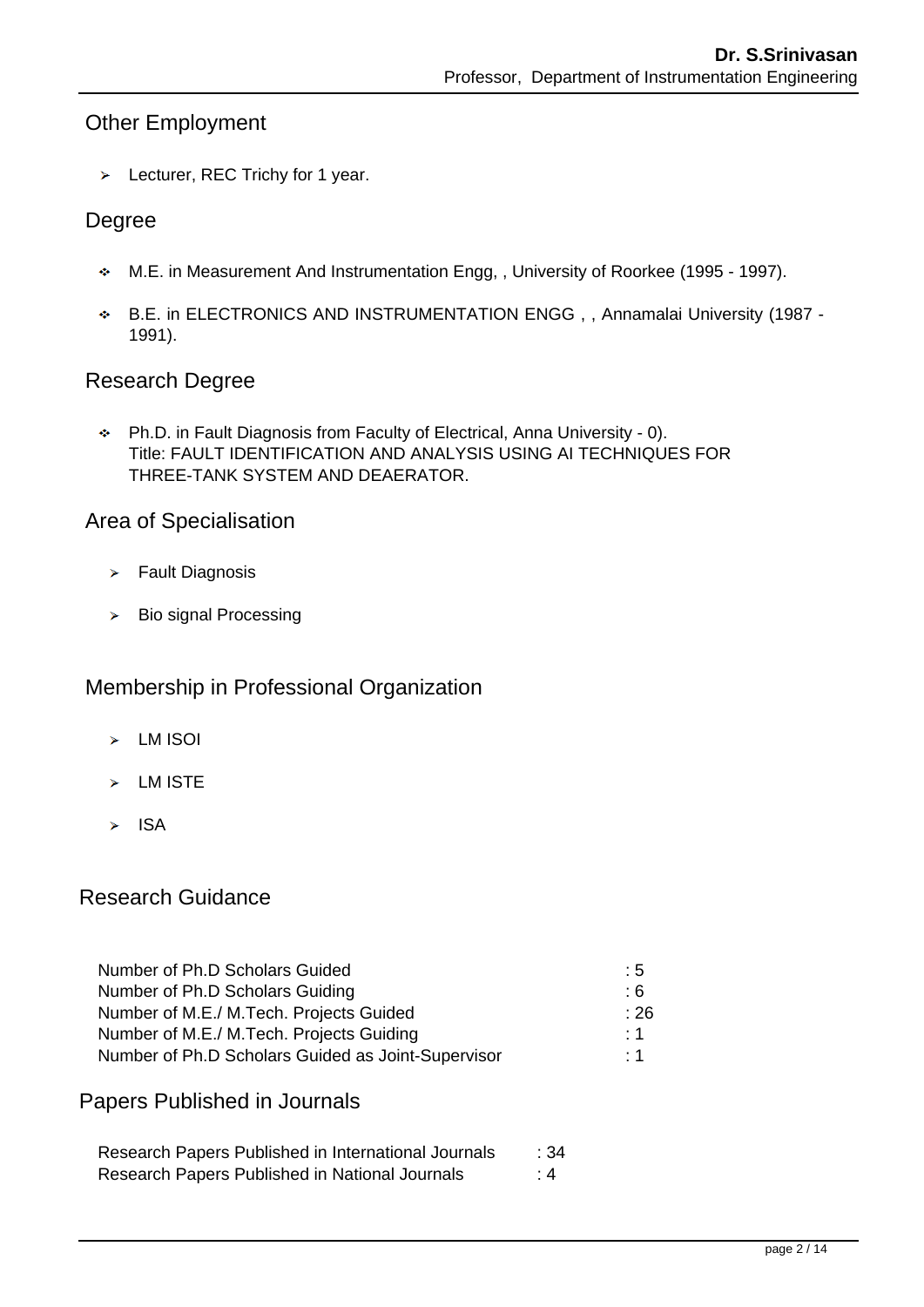## Other Employment

- Lecturer, REC Trichy for 1 year.

## Degree

- M.E. in Measurement And Instrumentation Engg, , University of Roorkee (1995 - 1997).
- B.E. in ELECTRONICS AND INSTRUMENTATION ENGG , , Annamalai University (1987 - 1991).

## Research Degree

- Ph.D. in Fault Diagnosis from Faculty of Electrical, Anna University - 0).
  Title: FAULT IDENTIFICATION AND ANALYSIS USING AI TECHNIQUES FOR THREE-TANK SYSTEM AND DEAERATOR.

## Area of Specialisation

- Fault Diagnosis
- Bio signal Processing

## Membership in Professional Organization

- LM ISOI
- LM ISTE
- ISA

## Research Guidance

| | |
|---|---|
| Number of Ph.D Scholars Guided | : 5 |
| Number of Ph.D Scholars Guiding | : 6 |
| Number of M.E./ M.Tech. Projects Guided | : 26 |
| Number of M.E./ M.Tech. Projects Guiding | : 1 |
| Number of Ph.D Scholars Guided as Joint-Supervisor | : 1 |

## Papers Published in Journals

| | |
|---|---|
| Research Papers Published in International Journals | : 34 |
| Research Papers Published in National Journals | : 4 |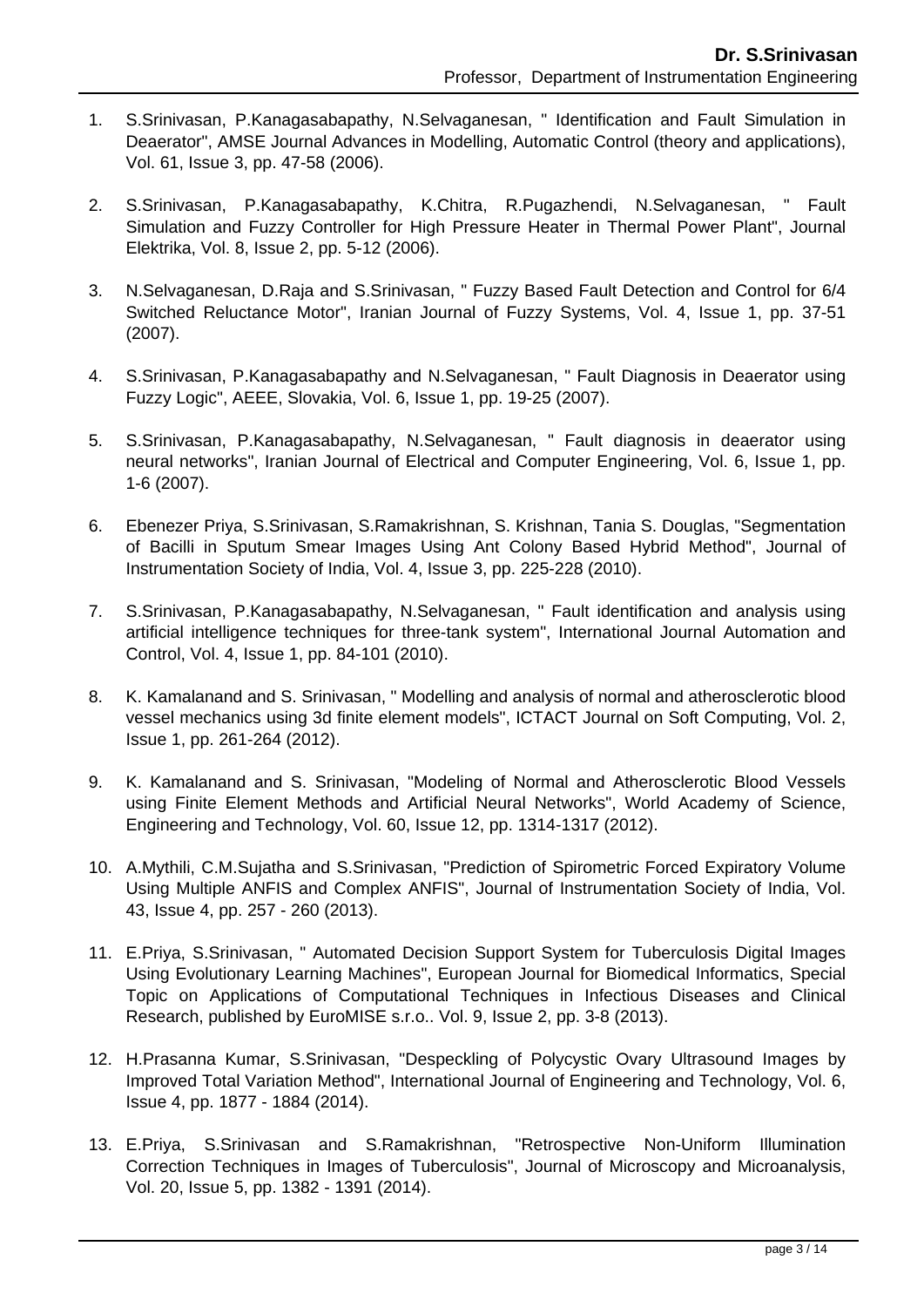1. S.Srinivasan, P.Kanagasabapathy, N.Selvaganesan, " Identification and Fault Simulation in Deaerator", AMSE Journal Advances in Modelling, Automatic Control (theory and applications), Vol. 61, Issue 3, pp. 47-58 (2006).

2. S.Srinivasan, P.Kanagasabapathy, K.Chitra, R.Pugazhendi, N.Selvaganesan, " Fault Simulation and Fuzzy Controller for High Pressure Heater in Thermal Power Plant", Journal Elektrika, Vol. 8, Issue 2, pp. 5-12 (2006).

3. N.Selvaganesan, D.Raja and S.Srinivasan, " Fuzzy Based Fault Detection and Control for 6/4 Switched Reluctance Motor", Iranian Journal of Fuzzy Systems, Vol. 4, Issue 1, pp. 37-51 (2007).

4. S.Srinivasan, P.Kanagasabapathy and N.Selvaganesan, " Fault Diagnosis in Deaerator using Fuzzy Logic", AEEE, Slovakia, Vol. 6, Issue 1, pp. 19-25 (2007).

5. S.Srinivasan, P.Kanagasabapathy, N.Selvaganesan, " Fault diagnosis in deaerator using neural networks", Iranian Journal of Electrical and Computer Engineering, Vol. 6, Issue 1, pp. 1-6 (2007).

6. Ebenezer Priya, S.Srinivasan, S.Ramakrishnan, S. Krishnan, Tania S. Douglas, "Segmentation of Bacilli in Sputum Smear Images Using Ant Colony Based Hybrid Method", Journal of Instrumentation Society of India, Vol. 4, Issue 3, pp. 225-228 (2010).

7. S.Srinivasan, P.Kanagasabapathy, N.Selvaganesan, " Fault identification and analysis using artificial intelligence techniques for three-tank system", International Journal Automation and Control, Vol. 4, Issue 1, pp. 84-101 (2010).

8. K. Kamalanand and S. Srinivasan, " Modelling and analysis of normal and atherosclerotic blood vessel mechanics using 3d finite element models", ICTACT Journal on Soft Computing, Vol. 2, Issue 1, pp. 261-264 (2012).

9. K. Kamalanand and S. Srinivasan, "Modeling of Normal and Atherosclerotic Blood Vessels using Finite Element Methods and Artificial Neural Networks", World Academy of Science, Engineering and Technology, Vol. 60, Issue 12, pp. 1314-1317 (2012).

10. A.Mythili, C.M.Sujatha and S.Srinivasan, "Prediction of Spirometric Forced Expiratory Volume Using Multiple ANFIS and Complex ANFIS", Journal of Instrumentation Society of India, Vol. 43, Issue 4, pp. 257 - 260 (2013).

11. E.Priya, S.Srinivasan, " Automated Decision Support System for Tuberculosis Digital Images Using Evolutionary Learning Machines", European Journal for Biomedical Informatics, Special Topic on Applications of Computational Techniques in Infectious Diseases and Clinical Research, published by EuroMISE s.r.o.. Vol. 9, Issue 2, pp. 3-8 (2013).

12. H.Prasanna Kumar, S.Srinivasan, "Despeckling of Polycystic Ovary Ultrasound Images by Improved Total Variation Method", International Journal of Engineering and Technology, Vol. 6, Issue 4, pp. 1877 - 1884 (2014).

13. E.Priya, S.Srinivasan and S.Ramakrishnan, "Retrospective Non-Uniform Illumination Correction Techniques in Images of Tuberculosis", Journal of Microscopy and Microanalysis, Vol. 20, Issue 5, pp. 1382 - 1391 (2014).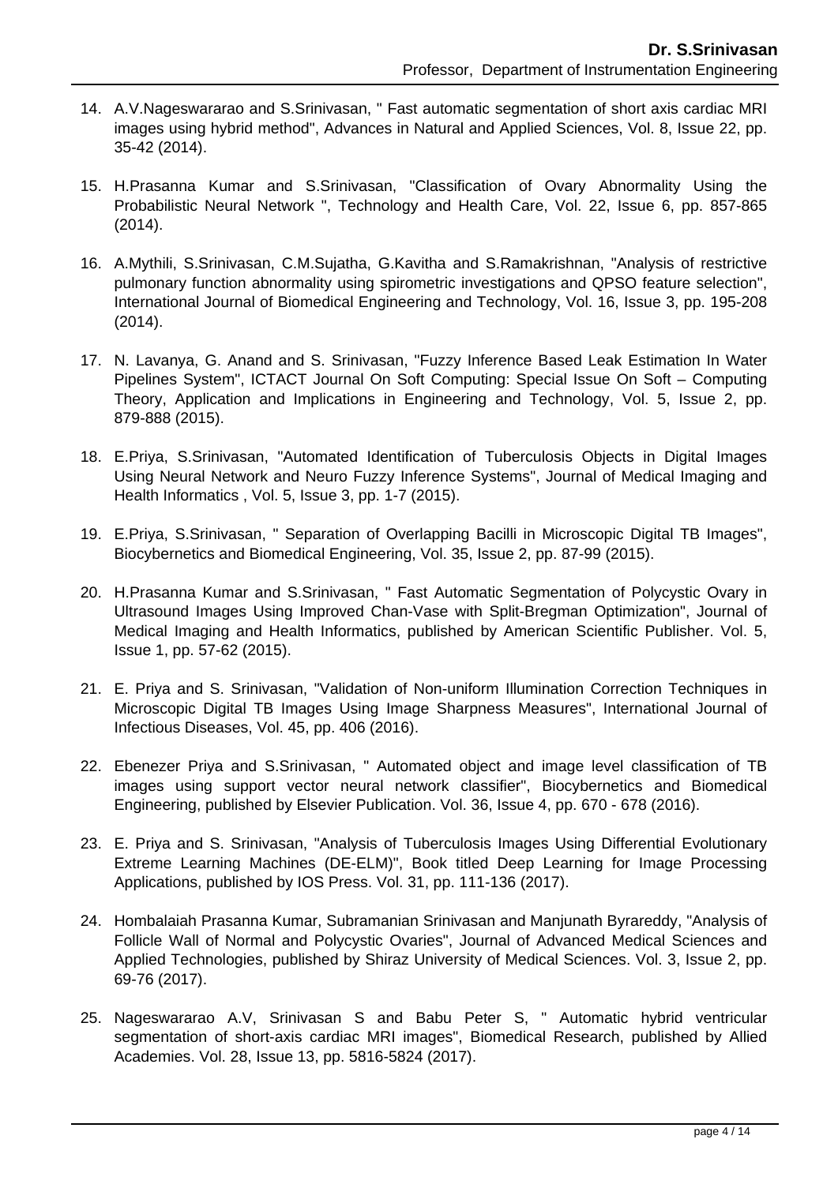14. A.V.Nageswararao and S.Srinivasan, " Fast automatic segmentation of short axis cardiac MRI images using hybrid method", Advances in Natural and Applied Sciences, Vol. 8, Issue 22, pp. 35-42 (2014).

15. H.Prasanna Kumar and S.Srinivasan, "Classification of Ovary Abnormality Using the Probabilistic Neural Network ", Technology and Health Care, Vol. 22, Issue 6, pp. 857-865 (2014).

16. A.Mythili, S.Srinivasan, C.M.Sujatha, G.Kavitha and S.Ramakrishnan, "Analysis of restrictive pulmonary function abnormality using spirometric investigations and QPSO feature selection", International Journal of Biomedical Engineering and Technology, Vol. 16, Issue 3, pp. 195-208 (2014).

17. N. Lavanya, G. Anand and S. Srinivasan, "Fuzzy Inference Based Leak Estimation In Water Pipelines System", ICTACT Journal On Soft Computing: Special Issue On Soft – Computing Theory, Application and Implications in Engineering and Technology, Vol. 5, Issue 2, pp. 879-888 (2015).

18. E.Priya, S.Srinivasan, "Automated Identification of Tuberculosis Objects in Digital Images Using Neural Network and Neuro Fuzzy Inference Systems", Journal of Medical Imaging and Health Informatics , Vol. 5, Issue 3, pp. 1-7 (2015).

19. E.Priya, S.Srinivasan, " Separation of Overlapping Bacilli in Microscopic Digital TB Images", Biocybernetics and Biomedical Engineering, Vol. 35, Issue 2, pp. 87-99 (2015).

20. H.Prasanna Kumar and S.Srinivasan, " Fast Automatic Segmentation of Polycystic Ovary in Ultrasound Images Using Improved Chan-Vase with Split-Bregman Optimization", Journal of Medical Imaging and Health Informatics, published by American Scientific Publisher. Vol. 5, Issue 1, pp. 57-62 (2015).

21. E. Priya and S. Srinivasan, "Validation of Non-uniform Illumination Correction Techniques in Microscopic Digital TB Images Using Image Sharpness Measures", International Journal of Infectious Diseases, Vol. 45, pp. 406 (2016).

22. Ebenezer Priya and S.Srinivasan, " Automated object and image level classification of TB images using support vector neural network classifier", Biocybernetics and Biomedical Engineering, published by Elsevier Publication. Vol. 36, Issue 4, pp. 670 - 678 (2016).

23. E. Priya and S. Srinivasan, "Analysis of Tuberculosis Images Using Differential Evolutionary Extreme Learning Machines (DE-ELM)", Book titled Deep Learning for Image Processing Applications, published by IOS Press. Vol. 31, pp. 111-136 (2017).

24. Hombalaiah Prasanna Kumar, Subramanian Srinivasan and Manjunath Byrareddy, "Analysis of Follicle Wall of Normal and Polycystic Ovaries", Journal of Advanced Medical Sciences and Applied Technologies, published by Shiraz University of Medical Sciences. Vol. 3, Issue 2, pp. 69-76 (2017).

25. Nageswararao A.V, Srinivasan S and Babu Peter S, " Automatic hybrid ventricular segmentation of short-axis cardiac MRI images", Biomedical Research, published by Allied Academies. Vol. 28, Issue 13, pp. 5816-5824 (2017).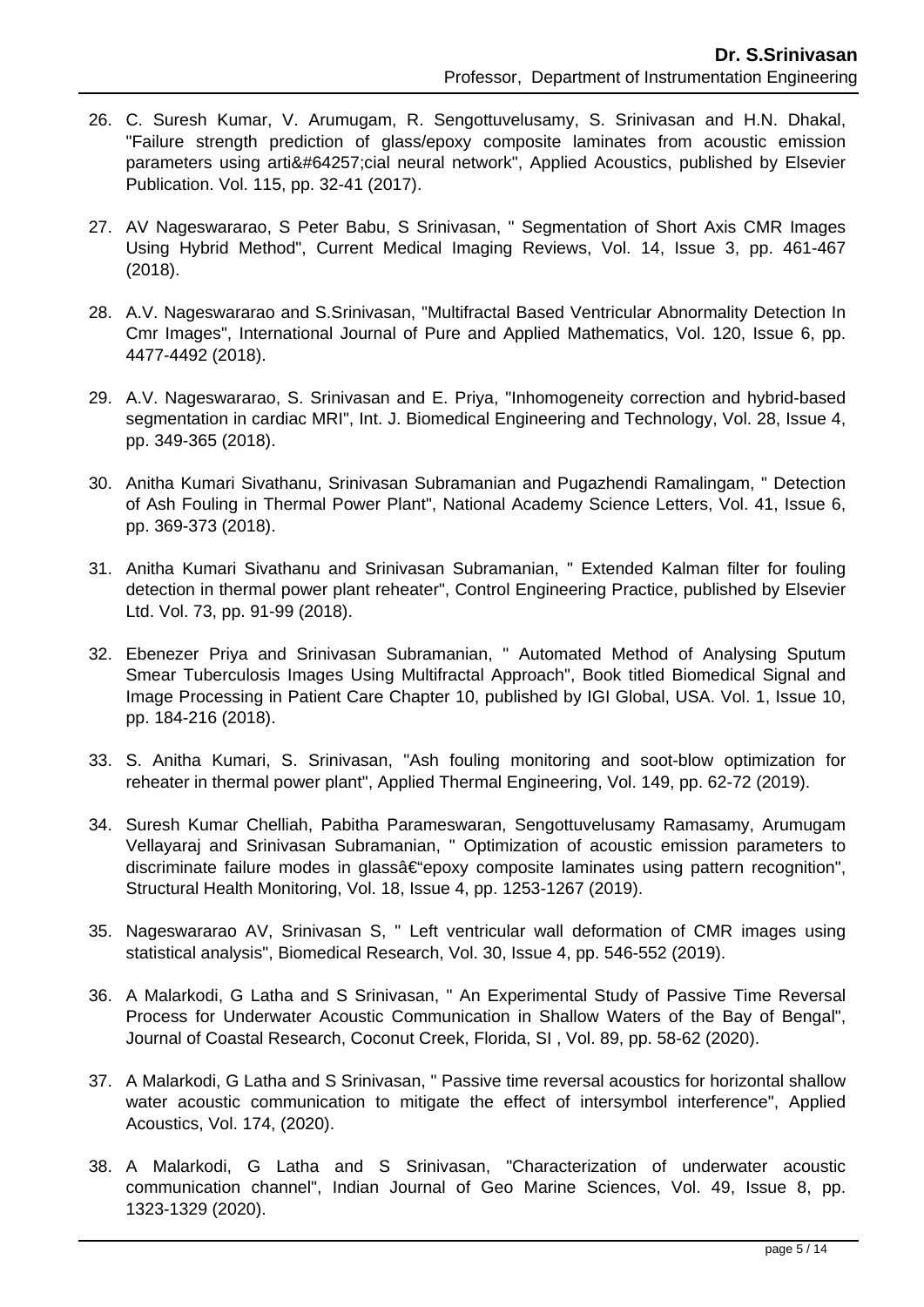26. C. Suresh Kumar, V. Arumugam, R. Sengottuvelusamy, S. Srinivasan and H.N. Dhakal, "Failure strength prediction of glass/epoxy composite laminates from acoustic emission parameters using arti&#64257;cial neural network", Applied Acoustics, published by Elsevier Publication. Vol. 115, pp. 32-41 (2017).

27. AV Nageswararao, S Peter Babu, S Srinivasan, " Segmentation of Short Axis CMR Images Using Hybrid Method", Current Medical Imaging Reviews, Vol. 14, Issue 3, pp. 461-467 (2018).

28. A.V. Nageswararao and S.Srinivasan, "Multifractal Based Ventricular Abnormality Detection In Cmr Images", International Journal of Pure and Applied Mathematics, Vol. 120, Issue 6, pp. 4477-4492 (2018).

29. A.V. Nageswararao, S. Srinivasan and E. Priya, "Inhomogeneity correction and hybrid-based segmentation in cardiac MRI", Int. J. Biomedical Engineering and Technology, Vol. 28, Issue 4, pp. 349-365 (2018).

30. Anitha Kumari Sivathanu, Srinivasan Subramanian and Pugazhendi Ramalingam, " Detection of Ash Fouling in Thermal Power Plant", National Academy Science Letters, Vol. 41, Issue 6, pp. 369-373 (2018).

31. Anitha Kumari Sivathanu and Srinivasan Subramanian, " Extended Kalman filter for fouling detection in thermal power plant reheater", Control Engineering Practice, published by Elsevier Ltd. Vol. 73, pp. 91-99 (2018).

32. Ebenezer Priya and Srinivasan Subramanian, " Automated Method of Analysing Sputum Smear Tuberculosis Images Using Multifractal Approach", Book titled Biomedical Signal and Image Processing in Patient Care Chapter 10, published by IGI Global, USA. Vol. 1, Issue 10, pp. 184-216 (2018).

33. S. Anitha Kumari, S. Srinivasan, "Ash fouling monitoring and soot-blow optimization for reheater in thermal power plant", Applied Thermal Engineering, Vol. 149, pp. 62-72 (2019).

34. Suresh Kumar Chelliah, Pabitha Parameswaran, Sengottuvelusamy Ramasamy, Arumugam Vellayaraj and Srinivasan Subramanian, " Optimization of acoustic emission parameters to discriminate failure modes in glassâ€“epoxy composite laminates using pattern recognition", Structural Health Monitoring, Vol. 18, Issue 4, pp. 1253-1267 (2019).

35. Nageswararao AV, Srinivasan S, " Left ventricular wall deformation of CMR images using statistical analysis", Biomedical Research, Vol. 30, Issue 4, pp. 546-552 (2019).

36. A Malarkodi, G Latha and S Srinivasan, " An Experimental Study of Passive Time Reversal Process for Underwater Acoustic Communication in Shallow Waters of the Bay of Bengal", Journal of Coastal Research, Coconut Creek, Florida, SI , Vol. 89, pp. 58-62 (2020).

37. A Malarkodi, G Latha and S Srinivasan, " Passive time reversal acoustics for horizontal shallow water acoustic communication to mitigate the effect of intersymbol interference", Applied Acoustics, Vol. 174, (2020).

38. A Malarkodi, G Latha and S Srinivasan, "Characterization of underwater acoustic communication channel", Indian Journal of Geo Marine Sciences, Vol. 49, Issue 8, pp. 1323-1329 (2020).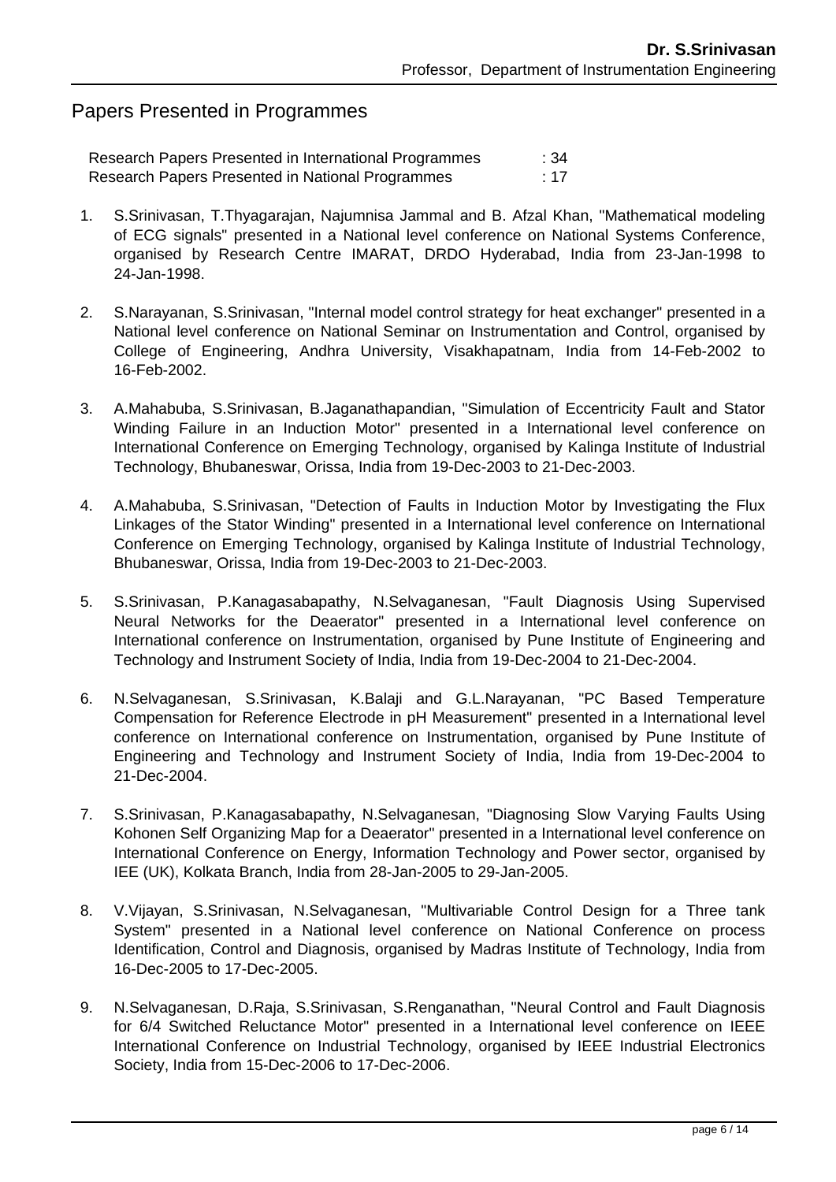## Papers Presented in Programmes

| | |
|---|---|
| Research Papers Presented in International Programmes | : 34 |
| Research Papers Presented in National Programmes | : 17 |

1. S.Srinivasan, T.Thyagarajan, Najumnisa Jammal and B. Afzal Khan, "Mathematical modeling of ECG signals" presented in a National level conference on National Systems Conference, organised by Research Centre IMARAT, DRDO Hyderabad, India from 23-Jan-1998 to 24-Jan-1998.

2. S.Narayanan, S.Srinivasan, "Internal model control strategy for heat exchanger" presented in a National level conference on National Seminar on Instrumentation and Control, organised by College of Engineering, Andhra University, Visakhapatnam, India from 14-Feb-2002 to 16-Feb-2002.

3. A.Mahabuba, S.Srinivasan, B.Jaganathapandian, "Simulation of Eccentricity Fault and Stator Winding Failure in an Induction Motor" presented in a International level conference on International Conference on Emerging Technology, organised by Kalinga Institute of Industrial Technology, Bhubaneswar, Orissa, India from 19-Dec-2003 to 21-Dec-2003.

4. A.Mahabuba, S.Srinivasan, "Detection of Faults in Induction Motor by Investigating the Flux Linkages of the Stator Winding" presented in a International level conference on International Conference on Emerging Technology, organised by Kalinga Institute of Industrial Technology, Bhubaneswar, Orissa, India from 19-Dec-2003 to 21-Dec-2003.

5. S.Srinivasan, P.Kanagasabapathy, N.Selvaganesan, "Fault Diagnosis Using Supervised Neural Networks for the Deaerator" presented in a International level conference on International conference on Instrumentation, organised by Pune Institute of Engineering and Technology and Instrument Society of India, India from 19-Dec-2004 to 21-Dec-2004.

6. N.Selvaganesan, S.Srinivasan, K.Balaji and G.L.Narayanan, "PC Based Temperature Compensation for Reference Electrode in pH Measurement" presented in a International level conference on International conference on Instrumentation, organised by Pune Institute of Engineering and Technology and Instrument Society of India, India from 19-Dec-2004 to 21-Dec-2004.

7. S.Srinivasan, P.Kanagasabapathy, N.Selvaganesan, "Diagnosing Slow Varying Faults Using Kohonen Self Organizing Map for a Deaerator" presented in a International level conference on International Conference on Energy, Information Technology and Power sector, organised by IEE (UK), Kolkata Branch, India from 28-Jan-2005 to 29-Jan-2005.

8. V.Vijayan, S.Srinivasan, N.Selvaganesan, "Multivariable Control Design for a Three tank System" presented in a National level conference on National Conference on process Identification, Control and Diagnosis, organised by Madras Institute of Technology, India from 16-Dec-2005 to 17-Dec-2005.

9. N.Selvaganesan, D.Raja, S.Srinivasan, S.Renganathan, "Neural Control and Fault Diagnosis for 6/4 Switched Reluctance Motor" presented in a International level conference on IEEE International Conference on Industrial Technology, organised by IEEE Industrial Electronics Society, India from 15-Dec-2006 to 17-Dec-2006.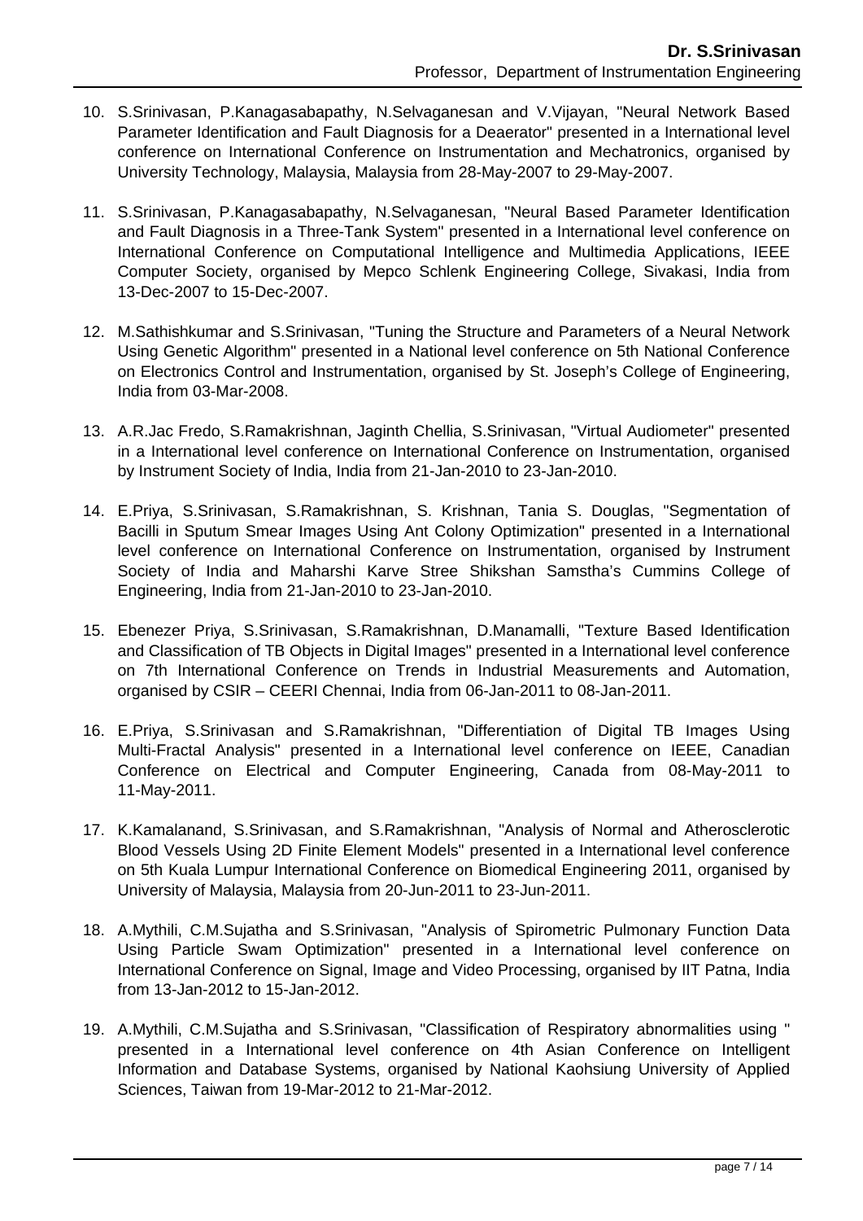10. S.Srinivasan, P.Kanagasabapathy, N.Selvaganesan and V.Vijayan, "Neural Network Based Parameter Identification and Fault Diagnosis for a Deaerator" presented in a International level conference on International Conference on Instrumentation and Mechatronics, organised by University Technology, Malaysia, Malaysia from 28-May-2007 to 29-May-2007.

11. S.Srinivasan, P.Kanagasabapathy, N.Selvaganesan, "Neural Based Parameter Identification and Fault Diagnosis in a Three-Tank System" presented in a International level conference on International Conference on Computational Intelligence and Multimedia Applications, IEEE Computer Society, organised by Mepco Schlenk Engineering College, Sivakasi, India from 13-Dec-2007 to 15-Dec-2007.

12. M.Sathishkumar and S.Srinivasan, "Tuning the Structure and Parameters of a Neural Network Using Genetic Algorithm" presented in a National level conference on 5th National Conference on Electronics Control and Instrumentation, organised by St. Joseph's College of Engineering, India from 03-Mar-2008.

13. A.R.Jac Fredo, S.Ramakrishnan, Jaginth Chellia, S.Srinivasan, "Virtual Audiometer" presented in a International level conference on International Conference on Instrumentation, organised by Instrument Society of India, India from 21-Jan-2010 to 23-Jan-2010.

14. E.Priya, S.Srinivasan, S.Ramakrishnan, S. Krishnan, Tania S. Douglas, "Segmentation of Bacilli in Sputum Smear Images Using Ant Colony Optimization" presented in a International level conference on International Conference on Instrumentation, organised by Instrument Society of India and Maharshi Karve Stree Shikshan Samstha's Cummins College of Engineering, India from 21-Jan-2010 to 23-Jan-2010.

15. Ebenezer Priya, S.Srinivasan, S.Ramakrishnan, D.Manamalli, "Texture Based Identification and Classification of TB Objects in Digital Images" presented in a International level conference on 7th International Conference on Trends in Industrial Measurements and Automation, organised by CSIR – CEERI Chennai, India from 06-Jan-2011 to 08-Jan-2011.

16. E.Priya, S.Srinivasan and S.Ramakrishnan, "Differentiation of Digital TB Images Using Multi-Fractal Analysis" presented in a International level conference on IEEE, Canadian Conference on Electrical and Computer Engineering, Canada from 08-May-2011 to 11-May-2011.

17. K.Kamalanand, S.Srinivasan, and S.Ramakrishnan, "Analysis of Normal and Atherosclerotic Blood Vessels Using 2D Finite Element Models" presented in a International level conference on 5th Kuala Lumpur International Conference on Biomedical Engineering 2011, organised by University of Malaysia, Malaysia from 20-Jun-2011 to 23-Jun-2011.

18. A.Mythili, C.M.Sujatha and S.Srinivasan, "Analysis of Spirometric Pulmonary Function Data Using Particle Swam Optimization" presented in a International level conference on International Conference on Signal, Image and Video Processing, organised by IIT Patna, India from 13-Jan-2012 to 15-Jan-2012.

19. A.Mythili, C.M.Sujatha and S.Srinivasan, "Classification of Respiratory abnormalities using " presented in a International level conference on 4th Asian Conference on Intelligent Information and Database Systems, organised by National Kaohsiung University of Applied Sciences, Taiwan from 19-Mar-2012 to 21-Mar-2012.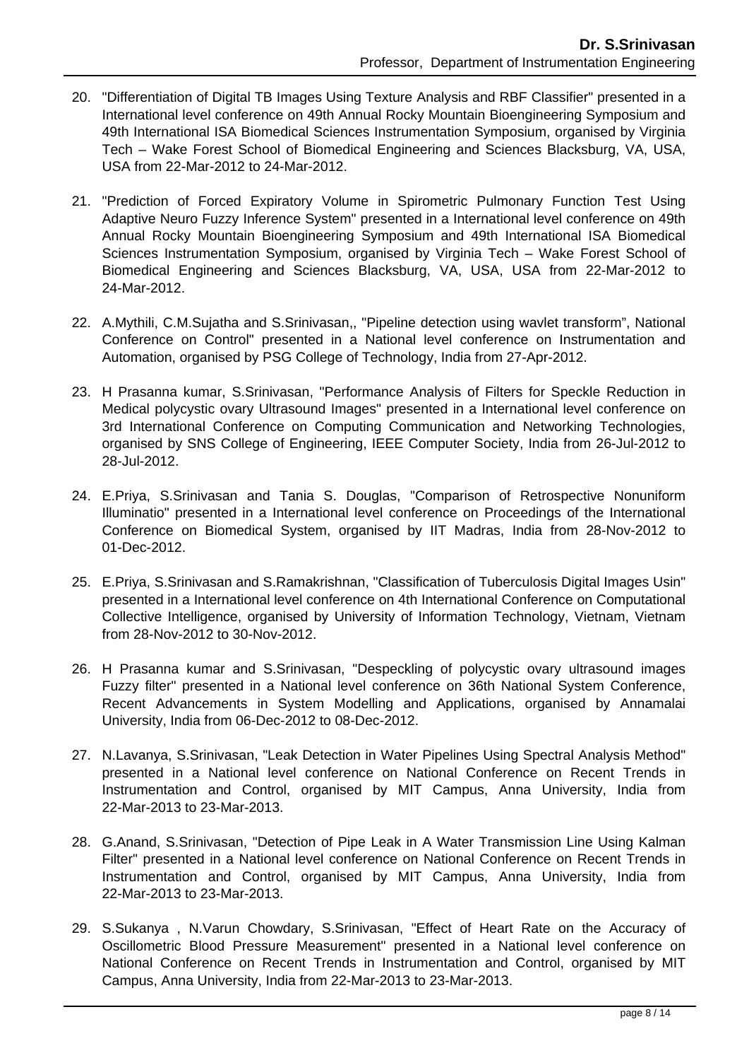20. "Differentiation of Digital TB Images Using Texture Analysis and RBF Classifier" presented in a International level conference on 49th Annual Rocky Mountain Bioengineering Symposium and 49th International ISA Biomedical Sciences Instrumentation Symposium, organised by Virginia Tech – Wake Forest School of Biomedical Engineering and Sciences Blacksburg, VA, USA, USA from 22-Mar-2012 to 24-Mar-2012.

21. "Prediction of Forced Expiratory Volume in Spirometric Pulmonary Function Test Using Adaptive Neuro Fuzzy Inference System" presented in a International level conference on 49th Annual Rocky Mountain Bioengineering Symposium and 49th International ISA Biomedical Sciences Instrumentation Symposium, organised by Virginia Tech – Wake Forest School of Biomedical Engineering and Sciences Blacksburg, VA, USA, USA from 22-Mar-2012 to 24-Mar-2012.

22. A.Mythili, C.M.Sujatha and S.Srinivasan,, "Pipeline detection using wavlet transform", National Conference on Control" presented in a National level conference on Instrumentation and Automation, organised by PSG College of Technology, India from 27-Apr-2012.

23. H Prasanna kumar, S.Srinivasan, "Performance Analysis of Filters for Speckle Reduction in Medical polycystic ovary Ultrasound Images" presented in a International level conference on 3rd International Conference on Computing Communication and Networking Technologies, organised by SNS College of Engineering, IEEE Computer Society, India from 26-Jul-2012 to 28-Jul-2012.

24. E.Priya, S.Srinivasan and Tania S. Douglas, "Comparison of Retrospective Nonuniform Illuminatio" presented in a International level conference on Proceedings of the International Conference on Biomedical System, organised by IIT Madras, India from 28-Nov-2012 to 01-Dec-2012.

25. E.Priya, S.Srinivasan and S.Ramakrishnan, "Classification of Tuberculosis Digital Images Usin" presented in a International level conference on 4th International Conference on Computational Collective Intelligence, organised by University of Information Technology, Vietnam, Vietnam from 28-Nov-2012 to 30-Nov-2012.

26. H Prasanna kumar and S.Srinivasan, "Despeckling of polycystic ovary ultrasound images Fuzzy filter" presented in a National level conference on 36th National System Conference, Recent Advancements in System Modelling and Applications, organised by Annamalai University, India from 06-Dec-2012 to 08-Dec-2012.

27. N.Lavanya, S.Srinivasan, "Leak Detection in Water Pipelines Using Spectral Analysis Method" presented in a National level conference on National Conference on Recent Trends in Instrumentation and Control, organised by MIT Campus, Anna University, India from 22-Mar-2013 to 23-Mar-2013.

28. G.Anand, S.Srinivasan, "Detection of Pipe Leak in A Water Transmission Line Using Kalman Filter" presented in a National level conference on National Conference on Recent Trends in Instrumentation and Control, organised by MIT Campus, Anna University, India from 22-Mar-2013 to 23-Mar-2013.

29. S.Sukanya , N.Varun Chowdary, S.Srinivasan, "Effect of Heart Rate on the Accuracy of Oscillometric Blood Pressure Measurement" presented in a National level conference on National Conference on Recent Trends in Instrumentation and Control, organised by MIT Campus, Anna University, India from 22-Mar-2013 to 23-Mar-2013.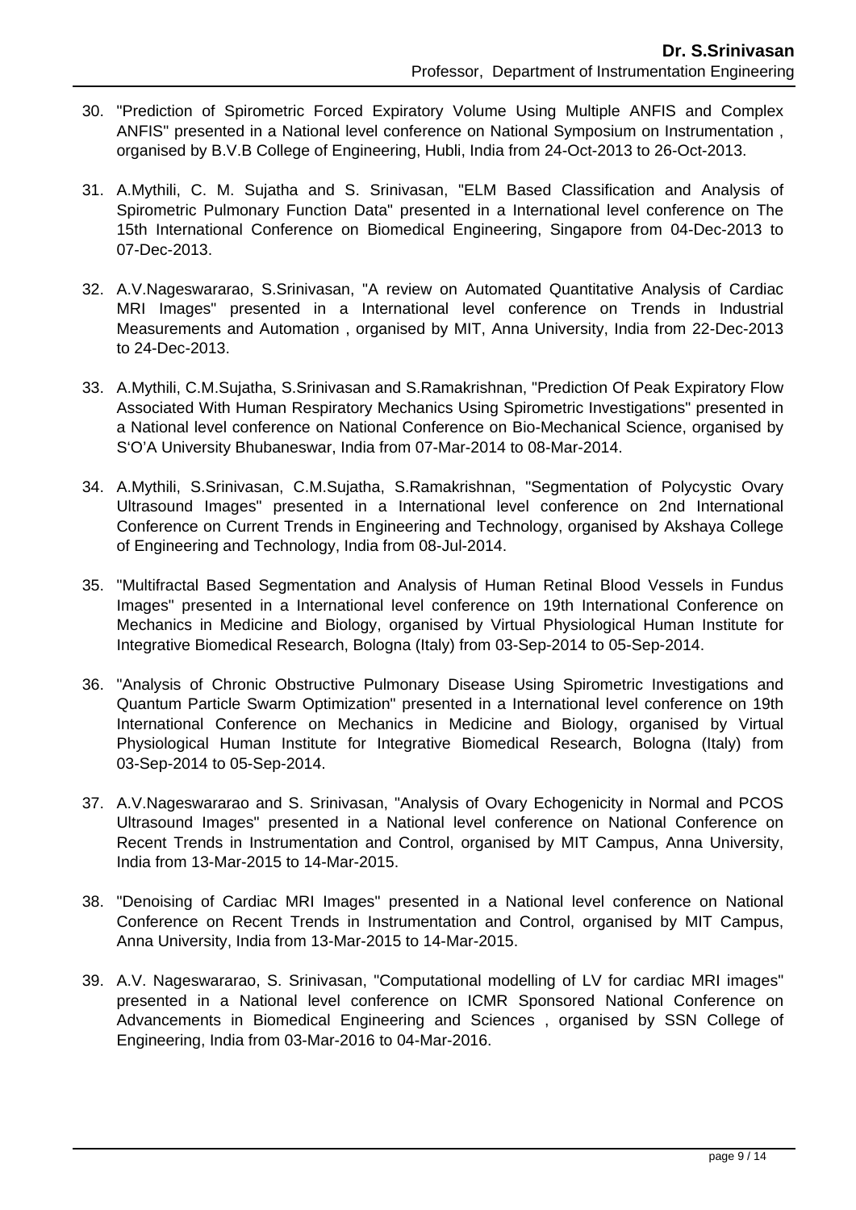30. "Prediction of Spirometric Forced Expiratory Volume Using Multiple ANFIS and Complex ANFIS" presented in a National level conference on National Symposium on Instrumentation , organised by B.V.B College of Engineering, Hubli, India from 24-Oct-2013 to 26-Oct-2013.

31. A.Mythili, C. M. Sujatha and S. Srinivasan, "ELM Based Classification and Analysis of Spirometric Pulmonary Function Data" presented in a International level conference on The 15th International Conference on Biomedical Engineering, Singapore from 04-Dec-2013 to 07-Dec-2013.

32. A.V.Nagesware­rao, S.Srinivasan, "A review on Automated Quantitative Analysis of Cardiac MRI Images" presented in a International level conference on Trends in Industrial Measurements and Automation , organised by MIT, Anna University, India from 22-Dec-2013 to 24-Dec-2013.

33. A.Mythili, C.M.Sujatha, S.Srinivasan and S.Ramakrishnan, "Prediction Of Peak Expiratory Flow Associated With Human Respiratory Mechanics Using Spirometric Investigations" presented in a National level conference on National Conference on Bio-Mechanical Science, organised by S'O'A University Bhubaneswar, India from 07-Mar-2014 to 08-Mar-2014.

34. A.Mythili, S.Srinivasan, C.M.Sujatha, S.Ramakrishnan, "Segmentation of Polycystic Ovary Ultrasound Images" presented in a International level conference on 2nd International Conference on Current Trends in Engineering and Technology, organised by Akshaya College of Engineering and Technology, India from 08-Jul-2014.

35. "Multifractal Based Segmentation and Analysis of Human Retinal Blood Vessels in Fundus Images" presented in a International level conference on 19th International Conference on Mechanics in Medicine and Biology, organised by Virtual Physiological Human Institute for Integrative Biomedical Research, Bologna (Italy) from 03-Sep-2014 to 05-Sep-2014.

36. "Analysis of Chronic Obstructive Pulmonary Disease Using Spirometric Investigations and Quantum Particle Swarm Optimization" presented in a International level conference on 19th International Conference on Mechanics in Medicine and Biology, organised by Virtual Physiological Human Institute for Integrative Biomedical Research, Bologna (Italy) from 03-Sep-2014 to 05-Sep-2014.

37. A.V.Nagesware­rao and S. Srinivasan, "Analysis of Ovary Echogenicity in Normal and PCOS Ultrasound Images" presented in a National level conference on National Conference on Recent Trends in Instrumentation and Control, organised by MIT Campus, Anna University, India from 13-Mar-2015 to 14-Mar-2015.

38. "Denoising of Cardiac MRI Images" presented in a National level conference on National Conference on Recent Trends in Instrumentation and Control, organised by MIT Campus, Anna University, India from 13-Mar-2015 to 14-Mar-2015.

39. A.V. Nagesware­rao, S. Srinivasan, "Computational modelling of LV for cardiac MRI images" presented in a National level conference on ICMR Sponsored National Conference on Advancements in Biomedical Engineering and Sciences , organised by SSN College of Engineering, India from 03-Mar-2016 to 04-Mar-2016.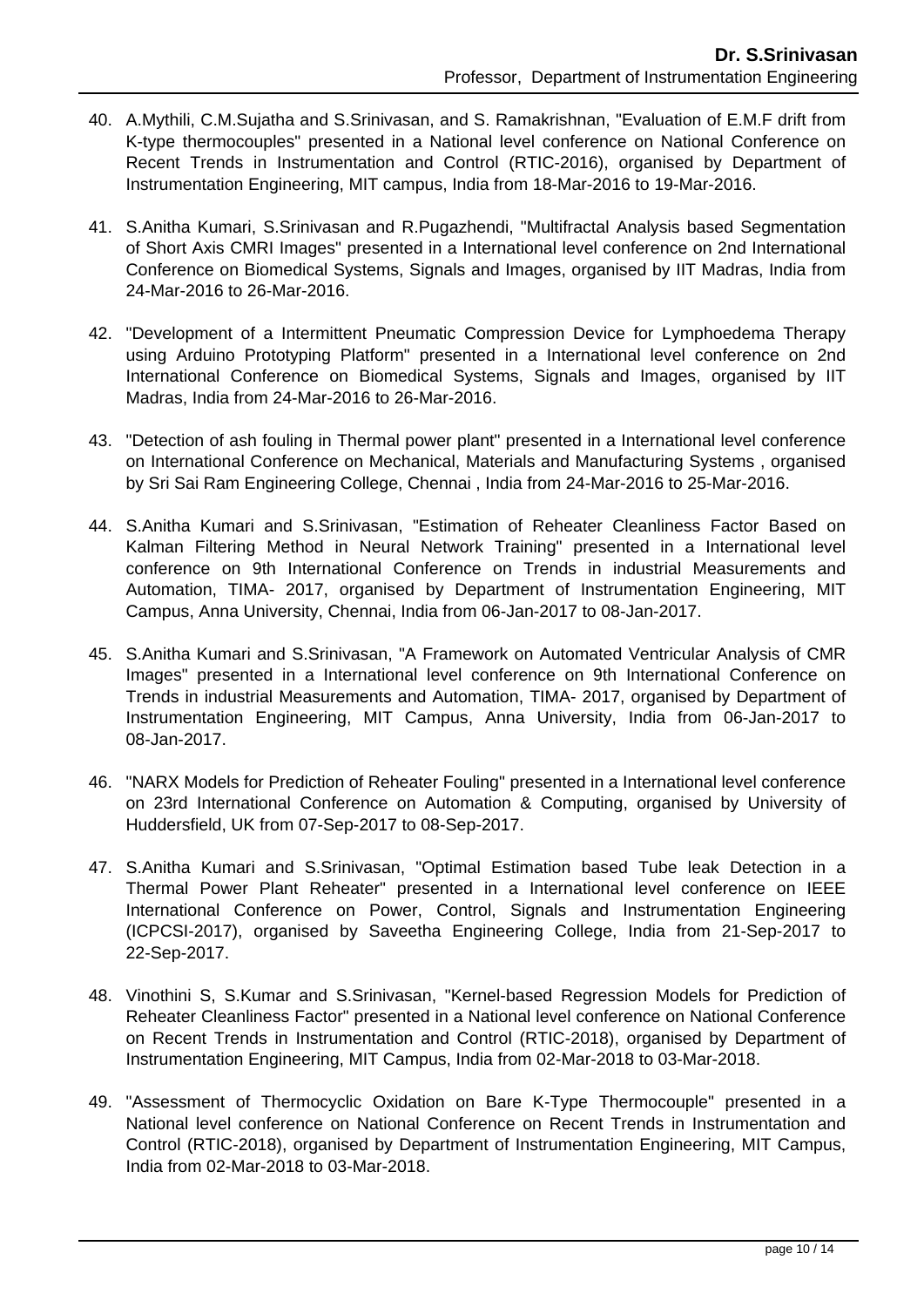40. A.Mythili, C.M.Sujatha and S.Srinivasan, and S. Ramakrishnan, "Evaluation of E.M.F drift from K-type thermocouples" presented in a National level conference on National Conference on Recent Trends in Instrumentation and Control (RTIC-2016), organised by Department of Instrumentation Engineering, MIT campus, India from 18-Mar-2016 to 19-Mar-2016.

41. S.Anitha Kumari, S.Srinivasan and R.Pugazhendi, "Multifractal Analysis based Segmentation of Short Axis CMRI Images" presented in a International level conference on 2nd International Conference on Biomedical Systems, Signals and Images, organised by IIT Madras, India from 24-Mar-2016 to 26-Mar-2016.

42. "Development of a Intermittent Pneumatic Compression Device for Lymphoedema Therapy using Arduino Prototyping Platform" presented in a International level conference on 2nd International Conference on Biomedical Systems, Signals and Images, organised by IIT Madras, India from 24-Mar-2016 to 26-Mar-2016.

43. "Detection of ash fouling in Thermal power plant" presented in a International level conference on International Conference on Mechanical, Materials and Manufacturing Systems , organised by Sri Sai Ram Engineering College, Chennai , India from 24-Mar-2016 to 25-Mar-2016.

44. S.Anitha Kumari and S.Srinivasan, "Estimation of Reheater Cleanliness Factor Based on Kalman Filtering Method in Neural Network Training" presented in a International level conference on 9th International Conference on Trends in industrial Measurements and Automation, TIMA- 2017, organised by Department of Instrumentation Engineering, MIT Campus, Anna University, Chennai, India from 06-Jan-2017 to 08-Jan-2017.

45. S.Anitha Kumari and S.Srinivasan, "A Framework on Automated Ventricular Analysis of CMR Images" presented in a International level conference on 9th International Conference on Trends in industrial Measurements and Automation, TIMA- 2017, organised by Department of Instrumentation Engineering, MIT Campus, Anna University, India from 06-Jan-2017 to 08-Jan-2017.

46. "NARX Models for Prediction of Reheater Fouling" presented in a International level conference on 23rd International Conference on Automation & Computing, organised by University of Huddersfield, UK from 07-Sep-2017 to 08-Sep-2017.

47. S.Anitha Kumari and S.Srinivasan, "Optimal Estimation based Tube leak Detection in a Thermal Power Plant Reheater" presented in a International level conference on IEEE International Conference on Power, Control, Signals and Instrumentation Engineering (ICPCSI-2017), organised by Saveetha Engineering College, India from 21-Sep-2017 to 22-Sep-2017.

48. Vinothini S, S.Kumar and S.Srinivasan, "Kernel-based Regression Models for Prediction of Reheater Cleanliness Factor" presented in a National level conference on National Conference on Recent Trends in Instrumentation and Control (RTIC-2018), organised by Department of Instrumentation Engineering, MIT Campus, India from 02-Mar-2018 to 03-Mar-2018.

49. "Assessment of Thermocyclic Oxidation on Bare K-Type Thermocouple" presented in a National level conference on National Conference on Recent Trends in Instrumentation and Control (RTIC-2018), organised by Department of Instrumentation Engineering, MIT Campus, India from 02-Mar-2018 to 03-Mar-2018.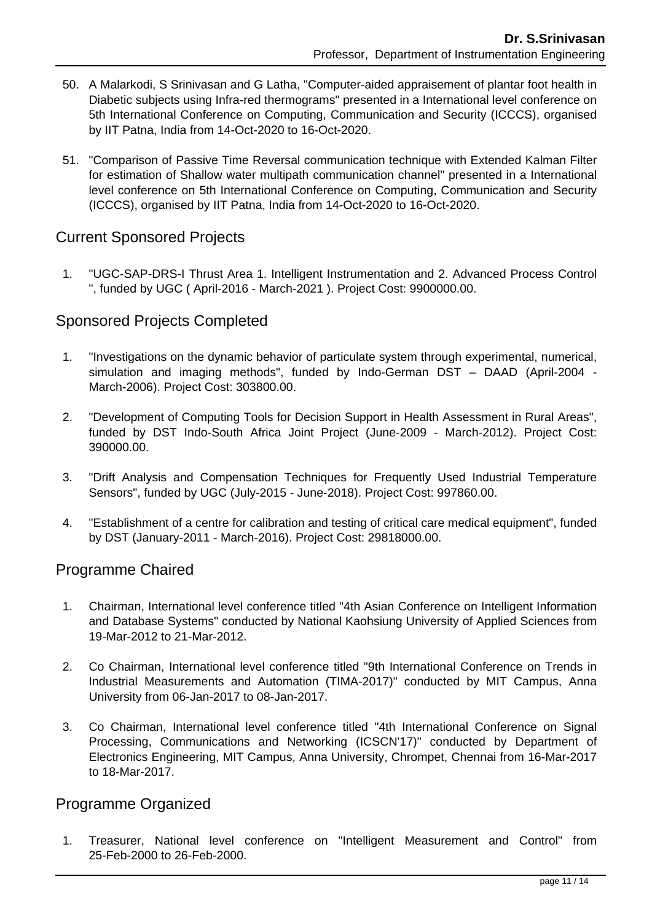50. A Malarkodi, S Srinivasan and G Latha, "Computer-aided appraisement of plantar foot health in Diabetic subjects using Infra-red thermograms" presented in a International level conference on 5th International Conference on Computing, Communication and Security (ICCCS), organised by IIT Patna, India from 14-Oct-2020 to 16-Oct-2020.

51. "Comparison of Passive Time Reversal communication technique with Extended Kalman Filter for estimation of Shallow water multipath communication channel" presented in a International level conference on 5th International Conference on Computing, Communication and Security (ICCCS), organised by IIT Patna, India from 14-Oct-2020 to 16-Oct-2020.

## Current Sponsored Projects

1. "UGC-SAP-DRS-I Thrust Area 1. Intelligent Instrumentation and 2. Advanced Process Control ", funded by UGC ( April-2016 - March-2021 ). Project Cost: 9900000.00.

## Sponsored Projects Completed

1. "Investigations on the dynamic behavior of particulate system through experimental, numerical, simulation and imaging methods", funded by Indo-German DST – DAAD (April-2004 - March-2006). Project Cost: 303800.00.

2. "Development of Computing Tools for Decision Support in Health Assessment in Rural Areas", funded by DST Indo-South Africa Joint Project (June-2009 - March-2012). Project Cost: 390000.00.

3. "Drift Analysis and Compensation Techniques for Frequently Used Industrial Temperature Sensors", funded by UGC (July-2015 - June-2018). Project Cost: 997860.00.

4. "Establishment of a centre for calibration and testing of critical care medical equipment", funded by DST (January-2011 - March-2016). Project Cost: 29818000.00.

## Programme Chaired

1. Chairman, International level conference titled "4th Asian Conference on Intelligent Information and Database Systems" conducted by National Kaohsiung University of Applied Sciences from 19-Mar-2012 to 21-Mar-2012.

2. Co Chairman, International level conference titled "9th International Conference on Trends in Industrial Measurements and Automation (TIMA-2017)" conducted by MIT Campus, Anna University from 06-Jan-2017 to 08-Jan-2017.

3. Co Chairman, International level conference titled "4th International Conference on Signal Processing, Communications and Networking (ICSCN'17)" conducted by Department of Electronics Engineering, MIT Campus, Anna University, Chrompet, Chennai from 16-Mar-2017 to 18-Mar-2017.

## Programme Organized

1. Treasurer, National level conference on "Intelligent Measurement and Control" from 25-Feb-2000 to 26-Feb-2000.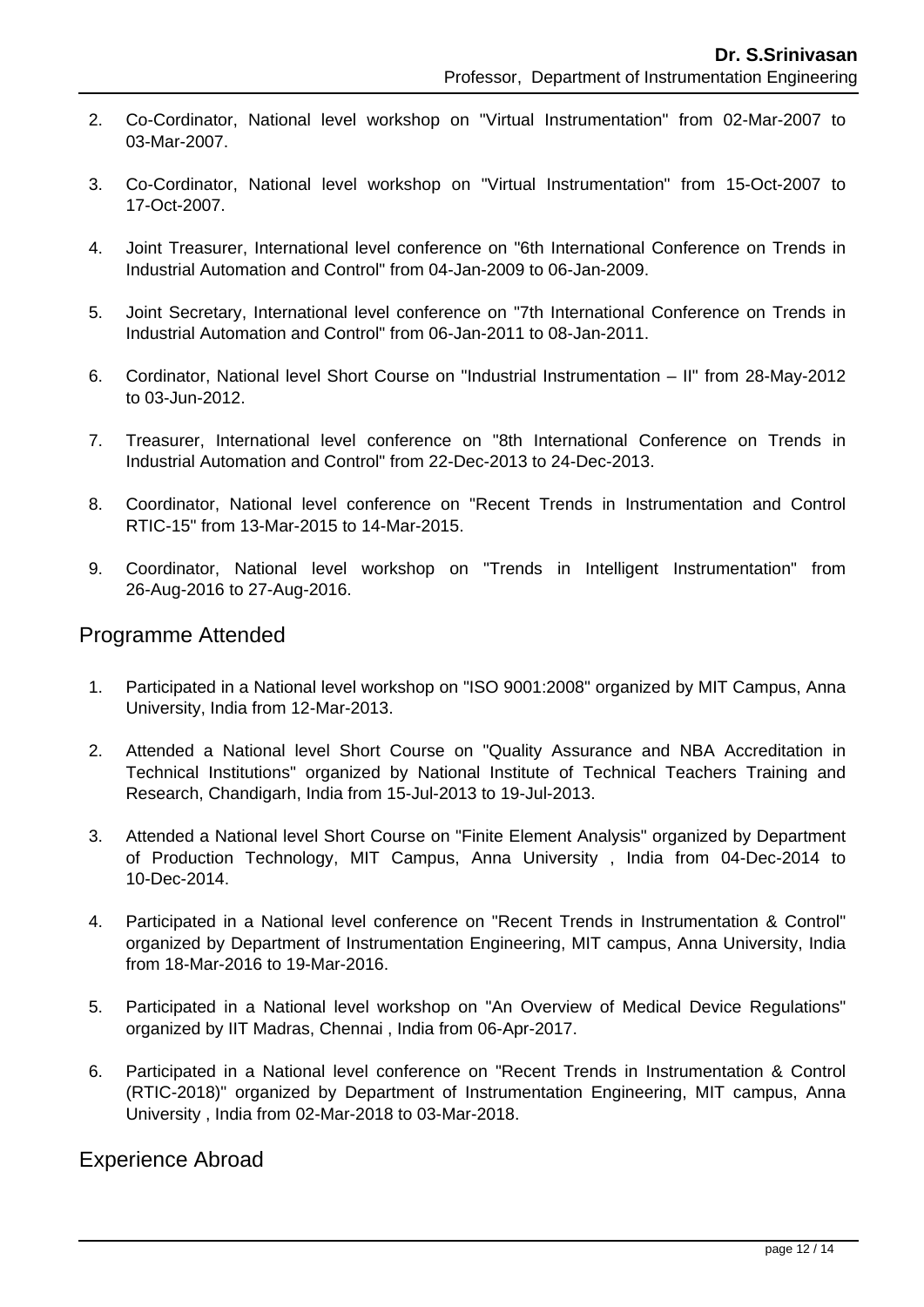2. Co-Cordinator, National level workshop on "Virtual Instrumentation" from 02-Mar-2007 to 03-Mar-2007.
3. Co-Cordinator, National level workshop on "Virtual Instrumentation" from 15-Oct-2007 to 17-Oct-2007.
4. Joint Treasurer, International level conference on "6th International Conference on Trends in Industrial Automation and Control" from 04-Jan-2009 to 06-Jan-2009.
5. Joint Secretary, International level conference on "7th International Conference on Trends in Industrial Automation and Control" from 06-Jan-2011 to 08-Jan-2011.
6. Cordinator, National level Short Course on "Industrial Instrumentation – II" from 28-May-2012 to 03-Jun-2012.
7. Treasurer, International level conference on "8th International Conference on Trends in Industrial Automation and Control" from 22-Dec-2013 to 24-Dec-2013.
8. Coordinator, National level conference on "Recent Trends in Instrumentation and Control RTIC-15" from 13-Mar-2015 to 14-Mar-2015.
9. Coordinator, National level workshop on "Trends in Intelligent Instrumentation" from 26-Aug-2016 to 27-Aug-2016.

## Programme Attended

1. Participated in a National level workshop on "ISO 9001:2008" organized by MIT Campus, Anna University, India from 12-Mar-2013.
2. Attended a National level Short Course on "Quality Assurance and NBA Accreditation in Technical Institutions" organized by National Institute of Technical Teachers Training and Research, Chandigarh, India from 15-Jul-2013 to 19-Jul-2013.
3. Attended a National level Short Course on "Finite Element Analysis" organized by Department of Production Technology, MIT Campus, Anna University , India from 04-Dec-2014 to 10-Dec-2014.
4. Participated in a National level conference on "Recent Trends in Instrumentation & Control" organized by Department of Instrumentation Engineering, MIT campus, Anna University, India from 18-Mar-2016 to 19-Mar-2016.
5. Participated in a National level workshop on "An Overview of Medical Device Regulations" organized by IIT Madras, Chennai , India from 06-Apr-2017.
6. Participated in a National level conference on "Recent Trends in Instrumentation & Control (RTIC-2018)" organized by Department of Instrumentation Engineering, MIT campus, Anna University , India from 02-Mar-2018 to 03-Mar-2018.

## Experience Abroad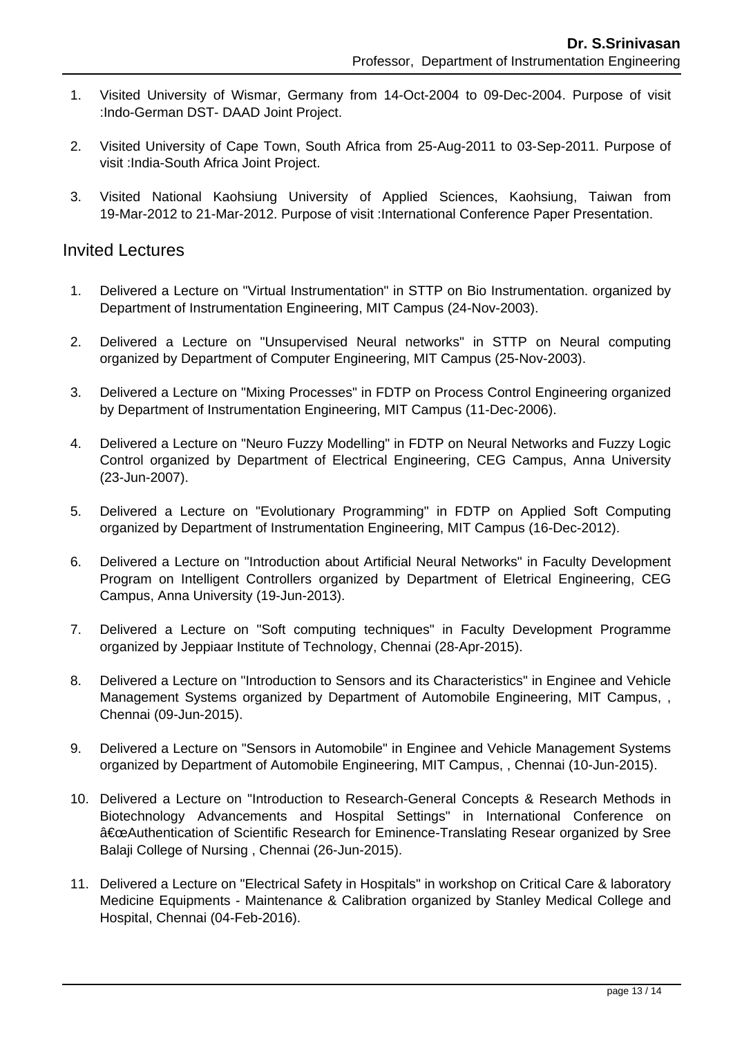1. Visited University of Wismar, Germany from 14-Oct-2004 to 09-Dec-2004. Purpose of visit :Indo-German DST- DAAD Joint Project.

2. Visited University of Cape Town, South Africa from 25-Aug-2011 to 03-Sep-2011. Purpose of visit :India-South Africa Joint Project.

3. Visited National Kaohsiung University of Applied Sciences, Kaohsiung, Taiwan from 19-Mar-2012 to 21-Mar-2012. Purpose of visit :International Conference Paper Presentation.

## Invited Lectures

1. Delivered a Lecture on "Virtual Instrumentation" in STTP on Bio Instrumentation. organized by Department of Instrumentation Engineering, MIT Campus (24-Nov-2003).

2. Delivered a Lecture on "Unsupervised Neural networks" in STTP on Neural computing organized by Department of Computer Engineering, MIT Campus (25-Nov-2003).

3. Delivered a Lecture on "Mixing Processes" in FDTP on Process Control Engineering organized by Department of Instrumentation Engineering, MIT Campus (11-Dec-2006).

4. Delivered a Lecture on "Neuro Fuzzy Modelling" in FDTP on Neural Networks and Fuzzy Logic Control organized by Department of Electrical Engineering, CEG Campus, Anna University (23-Jun-2007).

5. Delivered a Lecture on "Evolutionary Programming" in FDTP on Applied Soft Computing organized by Department of Instrumentation Engineering, MIT Campus (16-Dec-2012).

6. Delivered a Lecture on "Introduction about Artificial Neural Networks" in Faculty Development Program on Intelligent Controllers organized by Department of Eletrical Engineering, CEG Campus, Anna University (19-Jun-2013).

7. Delivered a Lecture on "Soft computing techniques" in Faculty Development Programme organized by Jeppiaar Institute of Technology, Chennai (28-Apr-2015).

8. Delivered a Lecture on "Introduction to Sensors and its Characteristics" in Enginee and Vehicle Management Systems organized by Department of Automobile Engineering, MIT Campus, , Chennai (09-Jun-2015).

9. Delivered a Lecture on "Sensors in Automobile" in Enginee and Vehicle Management Systems organized by Department of Automobile Engineering, MIT Campus, , Chennai (10-Jun-2015).

10. Delivered a Lecture on "Introduction to Research-General Concepts & Research Methods in Biotechnology Advancements and Hospital Settings" in International Conference on â€œAuthentication of Scientific Research for Eminence-Translating Resear organized by Sree Balaji College of Nursing , Chennai (26-Jun-2015).

11. Delivered a Lecture on "Electrical Safety in Hospitals" in workshop on Critical Care & laboratory Medicine Equipments - Maintenance & Calibration organized by Stanley Medical College and Hospital, Chennai (04-Feb-2016).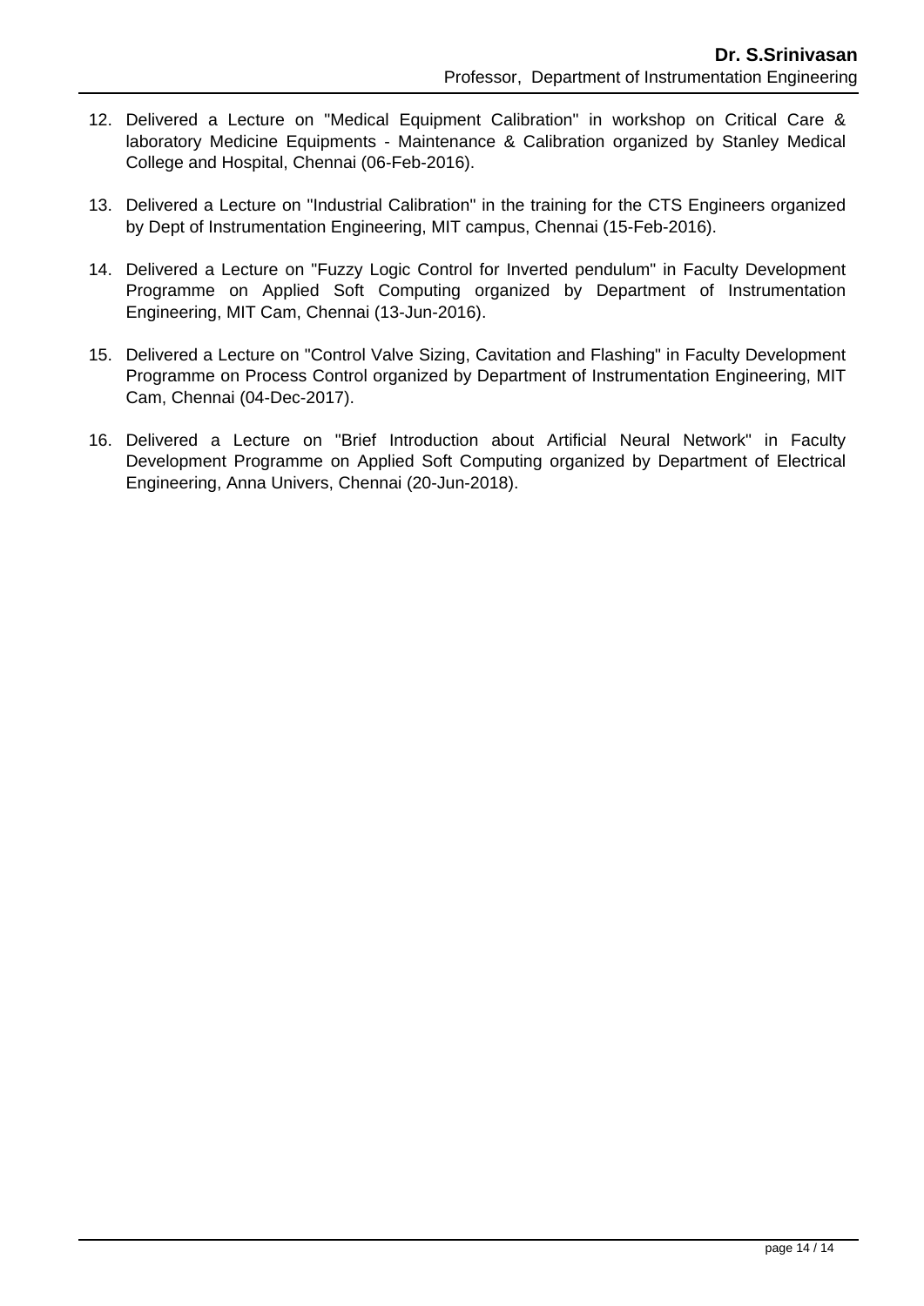12. Delivered a Lecture on "Medical Equipment Calibration" in workshop on Critical Care & laboratory Medicine Equipments - Maintenance & Calibration organized by Stanley Medical College and Hospital, Chennai (06-Feb-2016).

13. Delivered a Lecture on "Industrial Calibration" in the training for the CTS Engineers organized by Dept of Instrumentation Engineering, MIT campus, Chennai (15-Feb-2016).

14. Delivered a Lecture on "Fuzzy Logic Control for Inverted pendulum" in Faculty Development Programme on Applied Soft Computing organized by Department of Instrumentation Engineering, MIT Cam, Chennai (13-Jun-2016).

15. Delivered a Lecture on "Control Valve Sizing, Cavitation and Flashing" in Faculty Development Programme on Process Control organized by Department of Instrumentation Engineering, MIT Cam, Chennai (04-Dec-2017).

16. Delivered a Lecture on "Brief Introduction about Artificial Neural Network" in Faculty Development Programme on Applied Soft Computing organized by Department of Electrical Engineering, Anna Univers, Chennai (20-Jun-2018).